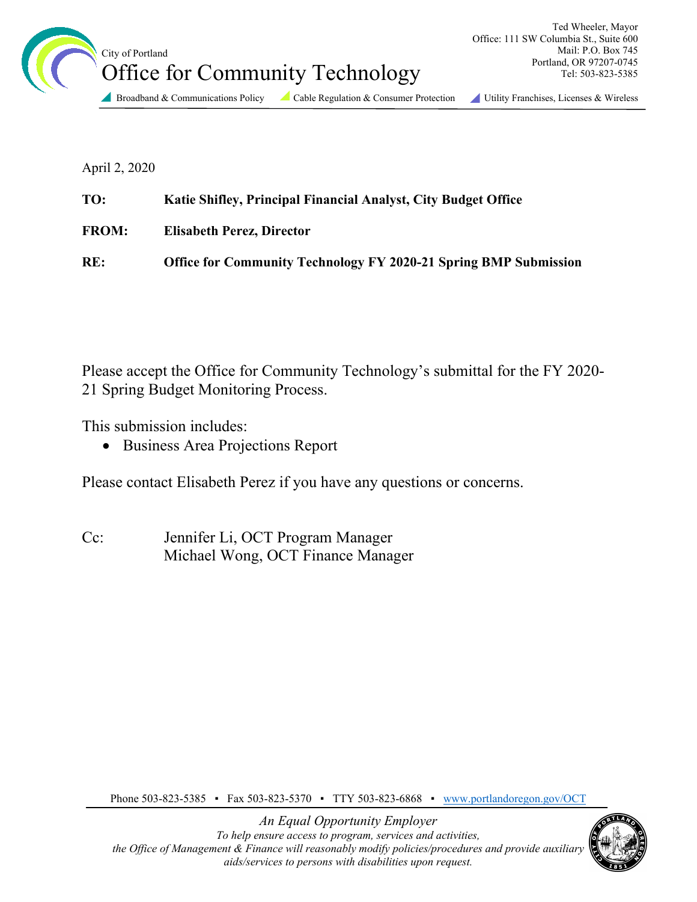City of Portland

# Office for Community Technology

Ted Wheeler, Mayor
Office: 111 SW Columbia St., Suite 600
Mail: P.O. Box 745
Portland, OR 97207-0745
Tel: 503-823-5385

Broadband & Communications Policy · Cable Regulation & Consumer Protection · Utility Franchises, Licenses & Wireless

April 2, 2020

**TO:** **Katie Shifley, Principal Financial Analyst, City Budget Office**

**FROM:** **Elisabeth Perez, Director**

**RE:** **Office for Community Technology FY 2020-21 Spring BMP Submission**

Please accept the Office for Community Technology's submittal for the FY 2020-21 Spring Budget Monitoring Process.

This submission includes:

- Business Area Projections Report

Please contact Elisabeth Perez if you have any questions or concerns.

Cc: Jennifer Li, OCT Program Manager
Michael Wong, OCT Finance Manager

Phone 503-823-5385 ▪ Fax 503-823-5370 ▪ TTY 503-823-6868 ▪ www.portlandoregon.gov/OCT

*An Equal Opportunity Employer*
*To help ensure access to program, services and activities, the Office of Management & Finance will reasonably modify policies/procedures and provide auxiliary aids/services to persons with disabilities upon request.*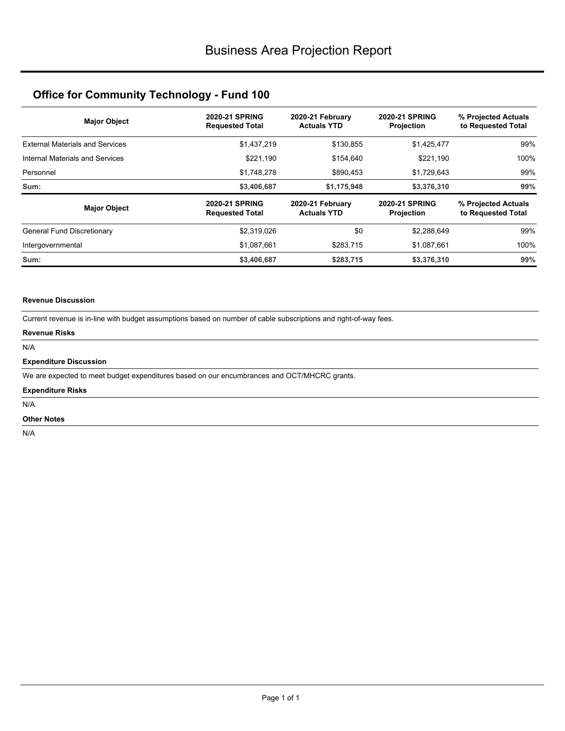# Business Area Projection Report

## Office for Community Technology - Fund 100

| Major Object | 2020-21 SPRING Requested Total | 2020-21 February Actuals YTD | 2020-21 SPRING Projection | % Projected Actuals to Requested Total |
|---|---|---|---|---|
| External Materials and Services | $1,437,219 | $130,855 | $1,425,477 | 99% |
| Internal Materials and Services | $221,190 | $154,640 | $221,190 | 100% |
| Personnel | $1,748,278 | $890,453 | $1,729,643 | 99% |
| **Sum:** | **$3,406,687** | **$1,175,948** | **$3,376,310** | **99%** |

| Major Object | 2020-21 SPRING Requested Total | 2020-21 February Actuals YTD | 2020-21 SPRING Projection | % Projected Actuals to Requested Total |
|---|---|---|---|---|
| General Fund Discretionary | $2,319,026 | $0 | $2,288,649 | 99% |
| Intergovernmental | $1,087,661 | $283,715 | $1,087,661 | 100% |
| **Sum:** | **$3,406,687** | **$283,715** | **$3,376,310** | **99%** |

**Revenue Discussion**

Current revenue is in-line with budget assumptions based on number of cable subscriptions and right-of-way fees.

**Revenue Risks**

N/A

**Expenditure Discussion**

We are expected to meet budget expenditures based on our encumbrances and OCT/MHCRC grants.

**Expenditure Risks**

N/A

**Other Notes**

N/A